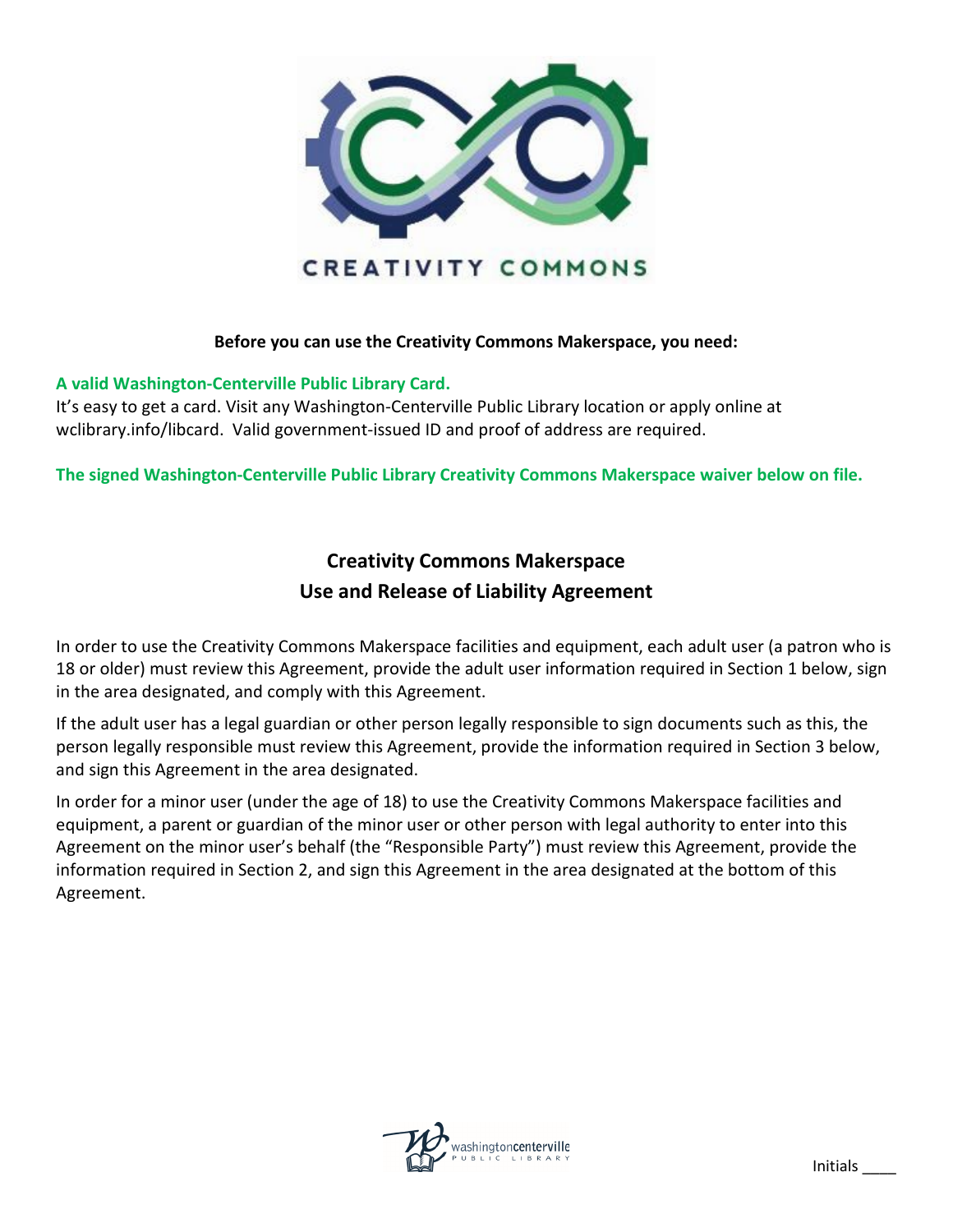CREATIVITY COMMONS

**Before you can use the Creativity Commons Makerspace, you need:**

**A valid Washington-Centerville Public Library Card.**

It's easy to get a card. Visit any Washington-Centerville Public Library location or apply online at wclibrary.info/libcard. Valid government-issued ID and proof of address are required.

**The signed Washington-Centerville Public Library Creativity Commons Makerspace waiver below on file.**

## Creativity Commons Makerspace
## Use and Release of Liability Agreement

In order to use the Creativity Commons Makerspace facilities and equipment, each adult user (a patron who is 18 or older) must review this Agreement, provide the adult user information required in Section 1 below, sign in the area designated, and comply with this Agreement.

If the adult user has a legal guardian or other person legally responsible to sign documents such as this, the person legally responsible must review this Agreement, provide the information required in Section 3 below, and sign this Agreement in the area designated.

In order for a minor user (under the age of 18) to use the Creativity Commons Makerspace facilities and equipment, a parent or guardian of the minor user or other person with legal authority to enter into this Agreement on the minor user's behalf (the "Responsible Party") must review this Agreement, provide the information required in Section 2, and sign this Agreement in the area designated at the bottom of this Agreement.

Initials ____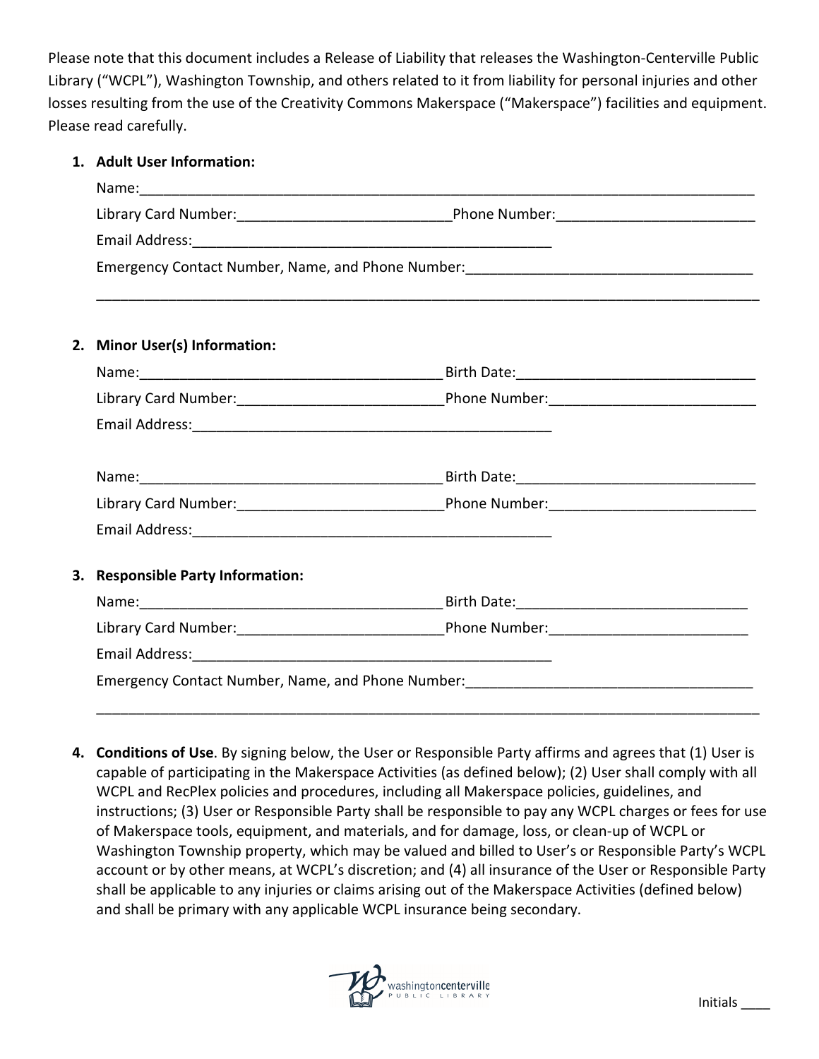Please note that this document includes a Release of Liability that releases the Washington-Centerville Public Library ("WCPL"), Washington Township, and others related to it from liability for personal injuries and other losses resulting from the use of the Creativity Commons Makerspace ("Makerspace") facilities and equipment. Please read carefully.

1. **Adult User Information:**

   Name:_______________________________________________________________________________

   Library Card Number:___________________________Phone Number:_________________________

   Email Address:_______________________________________________

   Emergency Contact Number, Name, and Phone Number:____________________________________

   ________________________________________________________________________________________

2. **Minor User(s) Information:**

   Name:_______________________________________ Birth Date:______________________________

   Library Card Number:__________________________Phone Number:__________________________

   Email Address:_______________________________________________

   Name:_______________________________________ Birth Date:______________________________

   Library Card Number:__________________________Phone Number:__________________________

   Email Address:_______________________________________________

3. **Responsible Party Information:**

   Name:_______________________________________ Birth Date:_____________________________

   Library Card Number:__________________________Phone Number:_________________________

   Email Address:_______________________________________________

   Emergency Contact Number, Name, and Phone Number:____________________________________

   ________________________________________________________________________________________

4. **Conditions of Use**. By signing below, the User or Responsible Party affirms and agrees that (1) User is capable of participating in the Makerspace Activities (as defined below); (2) User shall comply with all WCPL and RecPlex policies and procedures, including all Makerspace policies, guidelines, and instructions; (3) User or Responsible Party shall be responsible to pay any WCPL charges or fees for use of Makerspace tools, equipment, and materials, and for damage, loss, or clean-up of WCPL or Washington Township property, which may be valued and billed to User's or Responsible Party's WCPL account or by other means, at WCPL's discretion; and (4) all insurance of the User or Responsible Party shall be applicable to any injuries or claims arising out of the Makerspace Activities (defined below) and shall be primary with any applicable WCPL insurance being secondary.

Initials ____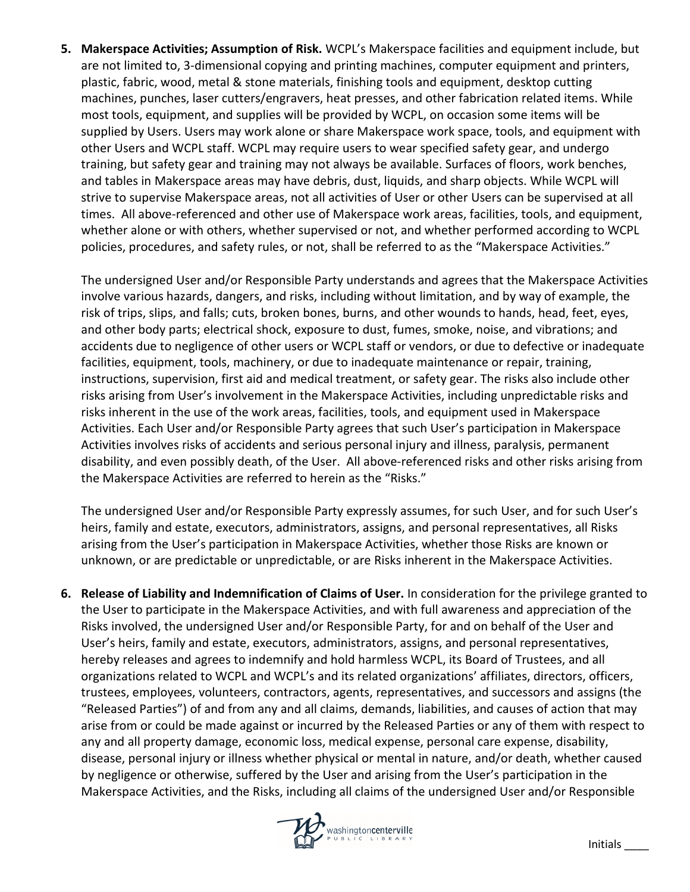5. **Makerspace Activities; Assumption of Risk.** WCPL's Makerspace facilities and equipment include, but are not limited to, 3-dimensional copying and printing machines, computer equipment and printers, plastic, fabric, wood, metal & stone materials, finishing tools and equipment, desktop cutting machines, punches, laser cutters/engravers, heat presses, and other fabrication related items. While most tools, equipment, and supplies will be provided by WCPL, on occasion some items will be supplied by Users. Users may work alone or share Makerspace work space, tools, and equipment with other Users and WCPL staff. WCPL may require users to wear specified safety gear, and undergo training, but safety gear and training may not always be available. Surfaces of floors, work benches, and tables in Makerspace areas may have debris, dust, liquids, and sharp objects. While WCPL will strive to supervise Makerspace areas, not all activities of User or other Users can be supervised at all times. All above-referenced and other use of Makerspace work areas, facilities, tools, and equipment, whether alone or with others, whether supervised or not, and whether performed according to WCPL policies, procedures, and safety rules, or not, shall be referred to as the "Makerspace Activities."

   The undersigned User and/or Responsible Party understands and agrees that the Makerspace Activities involve various hazards, dangers, and risks, including without limitation, and by way of example, the risk of trips, slips, and falls; cuts, broken bones, burns, and other wounds to hands, head, feet, eyes, and other body parts; electrical shock, exposure to dust, fumes, smoke, noise, and vibrations; and accidents due to negligence of other users or WCPL staff or vendors, or due to defective or inadequate facilities, equipment, tools, machinery, or due to inadequate maintenance or repair, training, instructions, supervision, first aid and medical treatment, or safety gear. The risks also include other risks arising from User's involvement in the Makerspace Activities, including unpredictable risks and risks inherent in the use of the work areas, facilities, tools, and equipment used in Makerspace Activities. Each User and/or Responsible Party agrees that such User's participation in Makerspace Activities involves risks of accidents and serious personal injury and illness, paralysis, permanent disability, and even possibly death, of the User. All above-referenced risks and other risks arising from the Makerspace Activities are referred to herein as the "Risks."

   The undersigned User and/or Responsible Party expressly assumes, for such User, and for such User's heirs, family and estate, executors, administrators, assigns, and personal representatives, all Risks arising from the User's participation in Makerspace Activities, whether those Risks are known or unknown, or are predictable or unpredictable, or are Risks inherent in the Makerspace Activities.

6. **Release of Liability and Indemnification of Claims of User.** In consideration for the privilege granted to the User to participate in the Makerspace Activities, and with full awareness and appreciation of the Risks involved, the undersigned User and/or Responsible Party, for and on behalf of the User and User's heirs, family and estate, executors, administrators, assigns, and personal representatives, hereby releases and agrees to indemnify and hold harmless WCPL, its Board of Trustees, and all organizations related to WCPL and WCPL's and its related organizations' affiliates, directors, officers, trustees, employees, volunteers, contractors, agents, representatives, and successors and assigns (the "Released Parties") of and from any and all claims, demands, liabilities, and causes of action that may arise from or could be made against or incurred by the Released Parties or any of them with respect to any and all property damage, economic loss, medical expense, personal care expense, disability, disease, personal injury or illness whether physical or mental in nature, and/or death, whether caused by negligence or otherwise, suffered by the User and arising from the User's participation in the Makerspace Activities, and the Risks, including all claims of the undersigned User and/or Responsible

Initials ____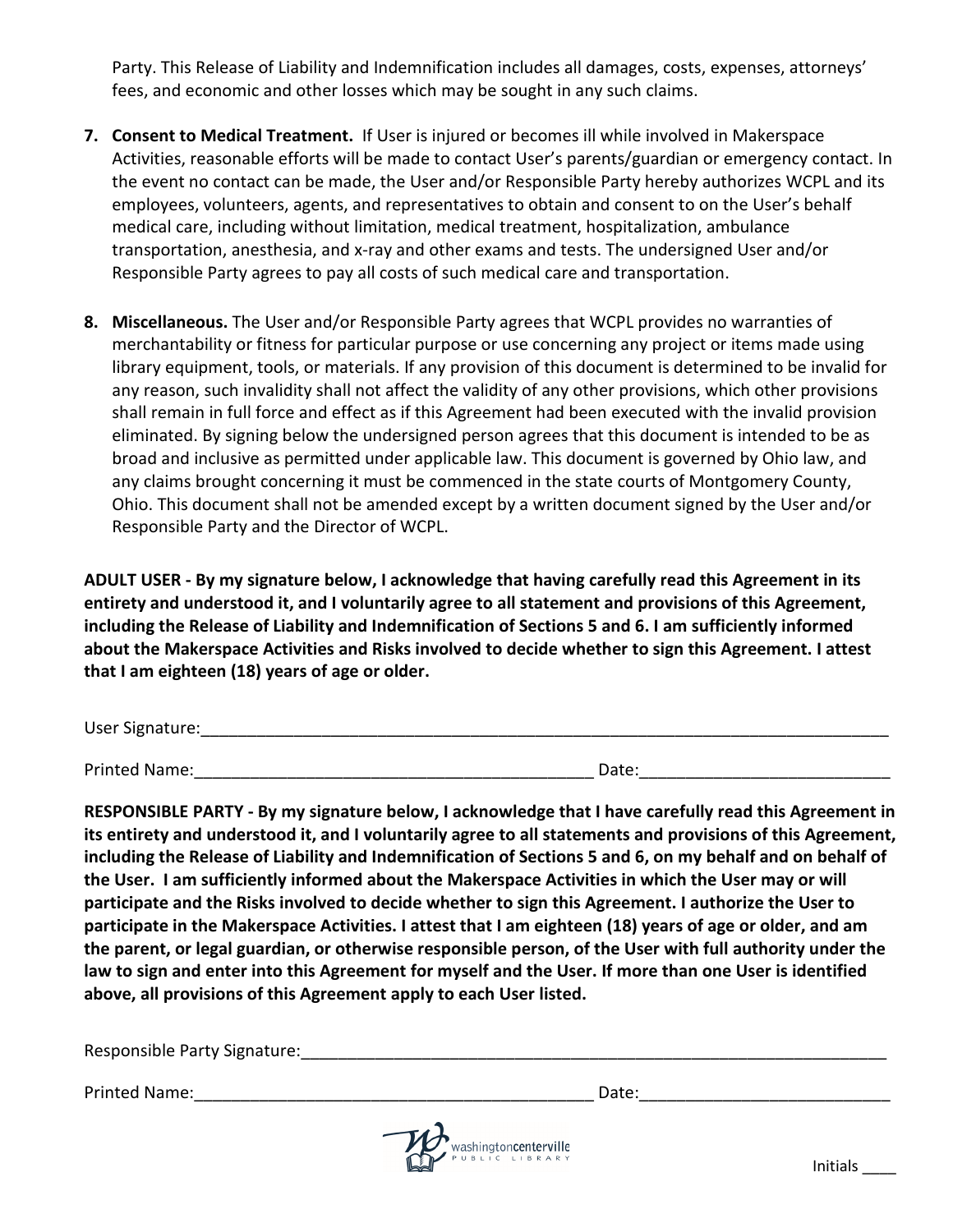Party. This Release of Liability and Indemnification includes all damages, costs, expenses, attorneys' fees, and economic and other losses which may be sought in any such claims.

7. **Consent to Medical Treatment.** If User is injured or becomes ill while involved in Makerspace Activities, reasonable efforts will be made to contact User's parents/guardian or emergency contact. In the event no contact can be made, the User and/or Responsible Party hereby authorizes WCPL and its employees, volunteers, agents, and representatives to obtain and consent to on the User's behalf medical care, including without limitation, medical treatment, hospitalization, ambulance transportation, anesthesia, and x-ray and other exams and tests. The undersigned User and/or Responsible Party agrees to pay all costs of such medical care and transportation.

8. **Miscellaneous.** The User and/or Responsible Party agrees that WCPL provides no warranties of merchantability or fitness for particular purpose or use concerning any project or items made using library equipment, tools, or materials. If any provision of this document is determined to be invalid for any reason, such invalidity shall not affect the validity of any other provisions, which other provisions shall remain in full force and effect as if this Agreement had been executed with the invalid provision eliminated. By signing below the undersigned person agrees that this document is intended to be as broad and inclusive as permitted under applicable law. This document is governed by Ohio law, and any claims brought concerning it must be commenced in the state courts of Montgomery County, Ohio. This document shall not be amended except by a written document signed by the User and/or Responsible Party and the Director of WCPL.

**ADULT USER - By my signature below, I acknowledge that having carefully read this Agreement in its entirety and understood it, and I voluntarily agree to all statement and provisions of this Agreement, including the Release of Liability and Indemnification of Sections 5 and 6. I am sufficiently informed about the Makerspace Activities and Risks involved to decide whether to sign this Agreement. I attest that I am eighteen (18) years of age or older.**

User Signature:_______________________________________________

Printed Name:_____________________________ Date:_________________

**RESPONSIBLE PARTY - By my signature below, I acknowledge that I have carefully read this Agreement in its entirety and understood it, and I voluntarily agree to all statements and provisions of this Agreement, including the Release of Liability and Indemnification of Sections 5 and 6, on my behalf and on behalf of the User. I am sufficiently informed about the Makerspace Activities in which the User may or will participate and the Risks involved to decide whether to sign this Agreement. I authorize the User to participate in the Makerspace Activities. I attest that I am eighteen (18) years of age or older, and am the parent, or legal guardian, or otherwise responsible person, of the User with full authority under the law to sign and enter into this Agreement for myself and the User. If more than one User is identified above, all provisions of this Agreement apply to each User listed.**

Responsible Party Signature:_______________________________________

Printed Name:_____________________________ Date:_________________

washingtoncenterville PUBLIC LIBRARY

Initials ____